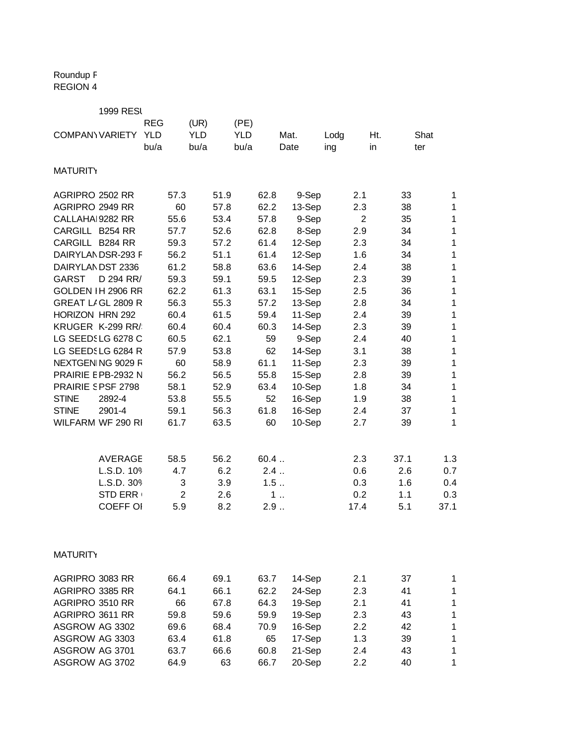Roundup F
REGION 4

1999 RESU

| COMPANY | VARIETY | REG YLD bu/a | (UR) YLD bu/a | (PE) YLD bu/a | Mat. Date | Lodging | Ht. in | Shatter |
|---|---|---|---|---|---|---|---|---|
| MATURITY | | | | | | | | |
| AGRIPRO | 2502 RR | 57.3 | 51.9 | 62.8 | 9-Sep | 2.1 | 33 | 1 |
| AGRIPRO | 2949 RR | 60 | 57.8 | 62.2 | 13-Sep | 2.3 | 38 | 1 |
| CALLAHA | 9282 RR | 55.6 | 53.4 | 57.8 | 9-Sep | 2 | 35 | 1 |
| CARGILL | B254 RR | 57.7 | 52.6 | 62.8 | 8-Sep | 2.9 | 34 | 1 |
| CARGILL | B284 RR | 59.3 | 57.2 | 61.4 | 12-Sep | 2.3 | 34 | 1 |
| DAIRYLAN | DSR-293 F | 56.2 | 51.1 | 61.4 | 12-Sep | 1.6 | 34 | 1 |
| DAIRYLAN | DST 2336 | 61.2 | 58.8 | 63.6 | 14-Sep | 2.4 | 38 | 1 |
| GARST | D 294 RR/ | 59.3 | 59.1 | 59.5 | 12-Sep | 2.3 | 39 | 1 |
| GOLDEN I | H 2906 RR | 62.2 | 61.3 | 63.1 | 15-Sep | 2.5 | 36 | 1 |
| GREAT LA | GL 2809 R | 56.3 | 55.3 | 57.2 | 13-Sep | 2.8 | 34 | 1 |
| HORIZON | HRN 292 | 60.4 | 61.5 | 59.4 | 11-Sep | 2.4 | 39 | 1 |
| KRUGER | K-299 RR/ | 60.4 | 60.4 | 60.3 | 14-Sep | 2.3 | 39 | 1 |
| LG SEEDS | LG 6278 C | 60.5 | 62.1 | 59 | 9-Sep | 2.4 | 40 | 1 |
| LG SEEDS | LG 6284 R | 57.9 | 53.8 | 62 | 14-Sep | 3.1 | 38 | 1 |
| NEXTGEN | NG 9029 F | 60 | 58.9 | 61.1 | 11-Sep | 2.3 | 39 | 1 |
| PRAIRIE B | PB-2932 N | 56.2 | 56.5 | 55.8 | 15-Sep | 2.8 | 39 | 1 |
| PRAIRIE S | PSF 2798 | 58.1 | 52.9 | 63.4 | 10-Sep | 1.8 | 34 | 1 |
| STINE | 2892-4 | 53.8 | 55.5 | 52 | 16-Sep | 1.9 | 38 | 1 |
| STINE | 2901-4 | 59.1 | 56.3 | 61.8 | 16-Sep | 2.4 | 37 | 1 |
| WILFARM | WF 290 RI | 61.7 | 63.5 | 60 | 10-Sep | 2.7 | 39 | 1 |
| | AVERAGE | 58.5 | 56.2 | 60.4 | .. | 2.3 | 37.1 | 1.3 |
| | L.S.D. 10% | 4.7 | 6.2 | 2.4 | .. | 0.6 | 2.6 | 0.7 |
| | L.S.D. 30% | 3 | 3.9 | 1.5 | .. | 0.3 | 1.6 | 0.4 |
| | STD ERR | 2 | 2.6 | 1 | .. | 0.2 | 1.1 | 0.3 |
| | COEFF OF | 5.9 | 8.2 | 2.9 | .. | 17.4 | 5.1 | 37.1 |
| MATURITY | | | | | | | | |
| AGRIPRO | 3083 RR | 66.4 | 69.1 | 63.7 | 14-Sep | 2.1 | 37 | 1 |
| AGRIPRO | 3385 RR | 64.1 | 66.1 | 62.2 | 24-Sep | 2.3 | 41 | 1 |
| AGRIPRO | 3510 RR | 66 | 67.8 | 64.3 | 19-Sep | 2.1 | 41 | 1 |
| AGRIPRO | 3611 RR | 59.8 | 59.6 | 59.9 | 19-Sep | 2.3 | 43 | 1 |
| ASGROW | AG 3302 | 69.6 | 68.4 | 70.9 | 16-Sep | 2.2 | 42 | 1 |
| ASGROW | AG 3303 | 63.4 | 61.8 | 65 | 17-Sep | 1.3 | 39 | 1 |
| ASGROW | AG 3701 | 63.7 | 66.6 | 60.8 | 21-Sep | 2.4 | 43 | 1 |
| ASGROW | AG 3702 | 64.9 | 63 | 66.7 | 20-Sep | 2.2 | 40 | 1 |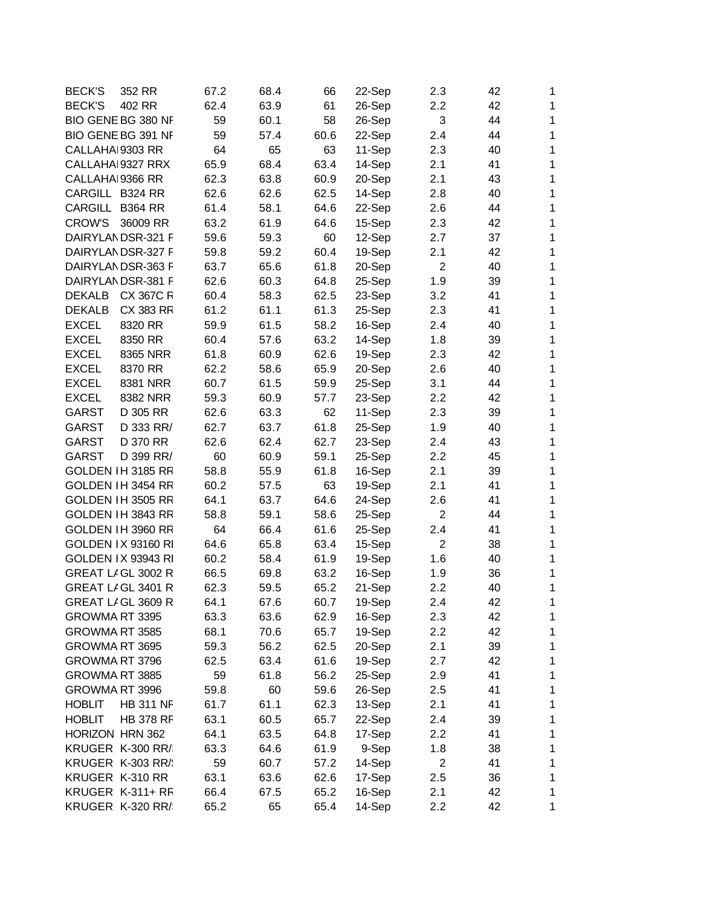| | | | | | | | | |
|---|---|---|---|---|---|---|---|---|
| BECK'S | 352 RR | 67.2 | 68.4 | 66 | 22-Sep | 2.3 | 42 | 1 |
| BECK'S | 402 RR | 62.4 | 63.9 | 61 | 26-Sep | 2.2 | 42 | 1 |
| BIO GENE | BG 380 NF | 59 | 60.1 | 58 | 26-Sep | 3 | 44 | 1 |
| BIO GENE | BG 391 NF | 59 | 57.4 | 60.6 | 22-Sep | 2.4 | 44 | 1 |
| CALLAHAI | 9303 RR | 64 | 65 | 63 | 11-Sep | 2.3 | 40 | 1 |
| CALLAHAI | 9327 RRX | 65.9 | 68.4 | 63.4 | 14-Sep | 2.1 | 41 | 1 |
| CALLAHAI | 9366 RR | 62.3 | 63.8 | 60.9 | 20-Sep | 2.1 | 43 | 1 |
| CARGILL | B324 RR | 62.6 | 62.6 | 62.5 | 14-Sep | 2.8 | 40 | 1 |
| CARGILL | B364 RR | 61.4 | 58.1 | 64.6 | 22-Sep | 2.6 | 44 | 1 |
| CROW'S | 36009 RR | 63.2 | 61.9 | 64.6 | 15-Sep | 2.3 | 42 | 1 |
| DAIRYLAN | DSR-321 F | 59.6 | 59.3 | 60 | 12-Sep | 2.7 | 37 | 1 |
| DAIRYLAN | DSR-327 F | 59.8 | 59.2 | 60.4 | 19-Sep | 2.1 | 42 | 1 |
| DAIRYLAN | DSR-363 F | 63.7 | 65.6 | 61.8 | 20-Sep | 2 | 40 | 1 |
| DAIRYLAN | DSR-381 F | 62.6 | 60.3 | 64.8 | 25-Sep | 1.9 | 39 | 1 |
| DEKALB | CX 367C R | 60.4 | 58.3 | 62.5 | 23-Sep | 3.2 | 41 | 1 |
| DEKALB | CX 383 RR | 61.2 | 61.1 | 61.3 | 25-Sep | 2.3 | 41 | 1 |
| EXCEL | 8320 RR | 59.9 | 61.5 | 58.2 | 16-Sep | 2.4 | 40 | 1 |
| EXCEL | 8350 RR | 60.4 | 57.6 | 63.2 | 14-Sep | 1.8 | 39 | 1 |
| EXCEL | 8365 NRR | 61.8 | 60.9 | 62.6 | 19-Sep | 2.3 | 42 | 1 |
| EXCEL | 8370 RR | 62.2 | 58.6 | 65.9 | 20-Sep | 2.6 | 40 | 1 |
| EXCEL | 8381 NRR | 60.7 | 61.5 | 59.9 | 25-Sep | 3.1 | 44 | 1 |
| EXCEL | 8382 NRR | 59.3 | 60.9 | 57.7 | 23-Sep | 2.2 | 42 | 1 |
| GARST | D 305 RR | 62.6 | 63.3 | 62 | 11-Sep | 2.3 | 39 | 1 |
| GARST | D 333 RR/ | 62.7 | 63.7 | 61.8 | 25-Sep | 1.9 | 40 | 1 |
| GARST | D 370 RR | 62.6 | 62.4 | 62.7 | 23-Sep | 2.4 | 43 | 1 |
| GARST | D 399 RR/ | 60 | 60.9 | 59.1 | 25-Sep | 2.2 | 45 | 1 |
| GOLDEN I | H 3185 RR | 58.8 | 55.9 | 61.8 | 16-Sep | 2.1 | 39 | 1 |
| GOLDEN I | H 3454 RR | 60.2 | 57.5 | 63 | 19-Sep | 2.1 | 41 | 1 |
| GOLDEN I | H 3505 RR | 64.1 | 63.7 | 64.6 | 24-Sep | 2.6 | 41 | 1 |
| GOLDEN I | H 3843 RR | 58.8 | 59.1 | 58.6 | 25-Sep | 2 | 44 | 1 |
| GOLDEN I | H 3960 RR | 64 | 66.4 | 61.6 | 25-Sep | 2.4 | 41 | 1 |
| GOLDEN I | X 93160 RI | 64.6 | 65.8 | 63.4 | 15-Sep | 2 | 38 | 1 |
| GOLDEN I | X 93943 RI | 60.2 | 58.4 | 61.9 | 19-Sep | 1.6 | 40 | 1 |
| GREAT L/ | GL 3002 R | 66.5 | 69.8 | 63.2 | 16-Sep | 1.9 | 36 | 1 |
| GREAT L/ | GL 3401 R | 62.3 | 59.5 | 65.2 | 21-Sep | 2.2 | 40 | 1 |
| GREAT L/ | GL 3609 R | 64.1 | 67.6 | 60.7 | 19-Sep | 2.4 | 42 | 1 |
| GROWMA | RT 3395 | 63.3 | 63.6 | 62.9 | 16-Sep | 2.3 | 42 | 1 |
| GROWMA | RT 3585 | 68.1 | 70.6 | 65.7 | 19-Sep | 2.2 | 42 | 1 |
| GROWMA | RT 3695 | 59.3 | 56.2 | 62.5 | 20-Sep | 2.1 | 39 | 1 |
| GROWMA | RT 3796 | 62.5 | 63.4 | 61.6 | 19-Sep | 2.7 | 42 | 1 |
| GROWMA | RT 3885 | 59 | 61.8 | 56.2 | 25-Sep | 2.9 | 41 | 1 |
| GROWMA | RT 3996 | 59.8 | 60 | 59.6 | 26-Sep | 2.5 | 41 | 1 |
| HOBLIT | HB 311 NF | 61.7 | 61.1 | 62.3 | 13-Sep | 2.1 | 41 | 1 |
| HOBLIT | HB 378 RF | 63.1 | 60.5 | 65.7 | 22-Sep | 2.4 | 39 | 1 |
| HORIZON | HRN 362 | 64.1 | 63.5 | 64.8 | 17-Sep | 2.2 | 41 | 1 |
| KRUGER | K-300 RR/ | 63.3 | 64.6 | 61.9 | 9-Sep | 1.8 | 38 | 1 |
| KRUGER | K-303 RR/ | 59 | 60.7 | 57.2 | 14-Sep | 2 | 41 | 1 |
| KRUGER | K-310 RR | 63.1 | 63.6 | 62.6 | 17-Sep | 2.5 | 36 | 1 |
| KRUGER | K-311+ RF | 66.4 | 67.5 | 65.2 | 16-Sep | 2.1 | 42 | 1 |
| KRUGER | K-320 RR/ | 65.2 | 65 | 65.4 | 14-Sep | 2.2 | 42 | 1 |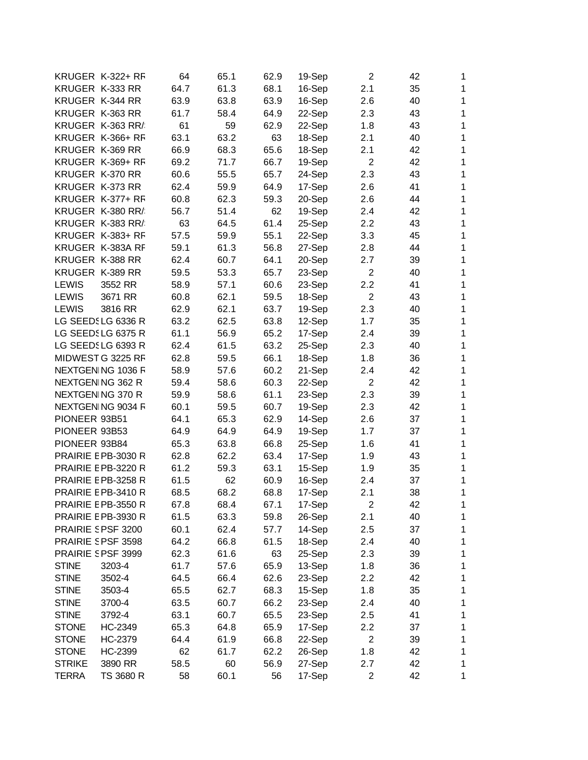| | | | | | | | | |
|---|---|---|---|---|---|---|---|---|
| KRUGER | K-322+ RF | 64 | 65.1 | 62.9 | 19-Sep | 2 | 42 | 1 |
| KRUGER | K-333 RR | 64.7 | 61.3 | 68.1 | 16-Sep | 2.1 | 35 | 1 |
| KRUGER | K-344 RR | 63.9 | 63.8 | 63.9 | 16-Sep | 2.6 | 40 | 1 |
| KRUGER | K-363 RR | 61.7 | 58.4 | 64.9 | 22-Sep | 2.3 | 43 | 1 |
| KRUGER | K-363 RR/ | 61 | 59 | 62.9 | 22-Sep | 1.8 | 43 | 1 |
| KRUGER | K-366+ RF | 63.1 | 63.2 | 63 | 18-Sep | 2.1 | 40 | 1 |
| KRUGER | K-369 RR | 66.9 | 68.3 | 65.6 | 18-Sep | 2.1 | 42 | 1 |
| KRUGER | K-369+ RF | 69.2 | 71.7 | 66.7 | 19-Sep | 2 | 42 | 1 |
| KRUGER | K-370 RR | 60.6 | 55.5 | 65.7 | 24-Sep | 2.3 | 43 | 1 |
| KRUGER | K-373 RR | 62.4 | 59.9 | 64.9 | 17-Sep | 2.6 | 41 | 1 |
| KRUGER | K-377+ RF | 60.8 | 62.3 | 59.3 | 20-Sep | 2.6 | 44 | 1 |
| KRUGER | K-380 RR/ | 56.7 | 51.4 | 62 | 19-Sep | 2.4 | 42 | 1 |
| KRUGER | K-383 RR/ | 63 | 64.5 | 61.4 | 25-Sep | 2.2 | 43 | 1 |
| KRUGER | K-383+ RF | 57.5 | 59.9 | 55.1 | 22-Sep | 3.3 | 45 | 1 |
| KRUGER | K-383A RF | 59.1 | 61.3 | 56.8 | 27-Sep | 2.8 | 44 | 1 |
| KRUGER | K-388 RR | 62.4 | 60.7 | 64.1 | 20-Sep | 2.7 | 39 | 1 |
| KRUGER | K-389 RR | 59.5 | 53.3 | 65.7 | 23-Sep | 2 | 40 | 1 |
| LEWIS | 3552 RR | 58.9 | 57.1 | 60.6 | 23-Sep | 2.2 | 41 | 1 |
| LEWIS | 3671 RR | 60.8 | 62.1 | 59.5 | 18-Sep | 2 | 43 | 1 |
| LEWIS | 3816 RR | 62.9 | 62.1 | 63.7 | 19-Sep | 2.3 | 40 | 1 |
| LG SEEDS | LG 6336 R | 63.2 | 62.5 | 63.8 | 12-Sep | 1.7 | 35 | 1 |
| LG SEEDS | LG 6375 R | 61.1 | 56.9 | 65.2 | 17-Sep | 2.4 | 39 | 1 |
| LG SEEDS | LG 6393 R | 62.4 | 61.5 | 63.2 | 25-Sep | 2.3 | 40 | 1 |
| MIDWEST | G 3225 RF | 62.8 | 59.5 | 66.1 | 18-Sep | 1.8 | 36 | 1 |
| NEXTGENI | NG 1036 R | 58.9 | 57.6 | 60.2 | 21-Sep | 2.4 | 42 | 1 |
| NEXTGENI | NG 362 R | 59.4 | 58.6 | 60.3 | 22-Sep | 2 | 42 | 1 |
| NEXTGENI | NG 370 R | 59.9 | 58.6 | 61.1 | 23-Sep | 2.3 | 39 | 1 |
| NEXTGENI | NG 9034 R | 60.1 | 59.5 | 60.7 | 19-Sep | 2.3 | 42 | 1 |
| PIONEER | 93B51 | 64.1 | 65.3 | 62.9 | 14-Sep | 2.6 | 37 | 1 |
| PIONEER | 93B53 | 64.9 | 64.9 | 64.9 | 19-Sep | 1.7 | 37 | 1 |
| PIONEER | 93B84 | 65.3 | 63.8 | 66.8 | 25-Sep | 1.6 | 41 | 1 |
| PRAIRIE E | PB-3030 R | 62.8 | 62.2 | 63.4 | 17-Sep | 1.9 | 43 | 1 |
| PRAIRIE E | PB-3220 R | 61.2 | 59.3 | 63.1 | 15-Sep | 1.9 | 35 | 1 |
| PRAIRIE E | PB-3258 R | 61.5 | 62 | 60.9 | 16-Sep | 2.4 | 37 | 1 |
| PRAIRIE E | PB-3410 R | 68.5 | 68.2 | 68.8 | 17-Sep | 2.1 | 38 | 1 |
| PRAIRIE E | PB-3550 R | 67.8 | 68.4 | 67.1 | 17-Sep | 2 | 42 | 1 |
| PRAIRIE E | PB-3930 R | 61.5 | 63.3 | 59.8 | 26-Sep | 2.1 | 40 | 1 |
| PRAIRIE S | PSF 3200 | 60.1 | 62.4 | 57.7 | 14-Sep | 2.5 | 37 | 1 |
| PRAIRIE S | PSF 3598 | 64.2 | 66.8 | 61.5 | 18-Sep | 2.4 | 40 | 1 |
| PRAIRIE S | PSF 3999 | 62.3 | 61.6 | 63 | 25-Sep | 2.3 | 39 | 1 |
| STINE | 3203-4 | 61.7 | 57.6 | 65.9 | 13-Sep | 1.8 | 36 | 1 |
| STINE | 3502-4 | 64.5 | 66.4 | 62.6 | 23-Sep | 2.2 | 42 | 1 |
| STINE | 3503-4 | 65.5 | 62.7 | 68.3 | 15-Sep | 1.8 | 35 | 1 |
| STINE | 3700-4 | 63.5 | 60.7 | 66.2 | 23-Sep | 2.4 | 40 | 1 |
| STINE | 3792-4 | 63.1 | 60.7 | 65.5 | 23-Sep | 2.5 | 41 | 1 |
| STONE | HC-2349 | 65.3 | 64.8 | 65.9 | 17-Sep | 2.2 | 37 | 1 |
| STONE | HC-2379 | 64.4 | 61.9 | 66.8 | 22-Sep | 2 | 39 | 1 |
| STONE | HC-2399 | 62 | 61.7 | 62.2 | 26-Sep | 1.8 | 42 | 1 |
| STRIKE | 3890 RR | 58.5 | 60 | 56.9 | 27-Sep | 2.7 | 42 | 1 |
| TERRA | TS 3680 R | 58 | 60.1 | 56 | 17-Sep | 2 | 42 | 1 |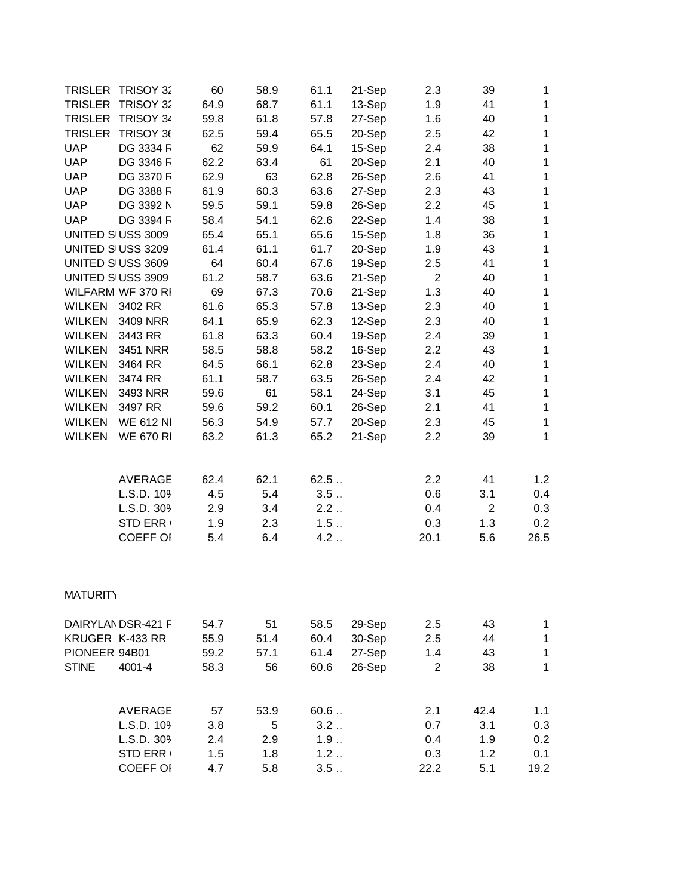| | | | | | | | | |
|---|---|---|---|---|---|---|---|---|
| TRISLER | TRISOY 32 | 60 | 58.9 | 61.1 | 21-Sep | 2.3 | 39 | 1 |
| TRISLER | TRISOY 32 | 64.9 | 68.7 | 61.1 | 13-Sep | 1.9 | 41 | 1 |
| TRISLER | TRISOY 34 | 59.8 | 61.8 | 57.8 | 27-Sep | 1.6 | 40 | 1 |
| TRISLER | TRISOY 36 | 62.5 | 59.4 | 65.5 | 20-Sep | 2.5 | 42 | 1 |
| UAP | DG 3334 F | 62 | 59.9 | 64.1 | 15-Sep | 2.4 | 38 | 1 |
| UAP | DG 3346 F | 62.2 | 63.4 | 61 | 20-Sep | 2.1 | 40 | 1 |
| UAP | DG 3370 F | 62.9 | 63 | 62.8 | 26-Sep | 2.6 | 41 | 1 |
| UAP | DG 3388 F | 61.9 | 60.3 | 63.6 | 27-Sep | 2.3 | 43 | 1 |
| UAP | DG 3392 N | 59.5 | 59.1 | 59.8 | 26-Sep | 2.2 | 45 | 1 |
| UAP | DG 3394 F | 58.4 | 54.1 | 62.6 | 22-Sep | 1.4 | 38 | 1 |
| UNITED SI | USS 3009 | 65.4 | 65.1 | 65.6 | 15-Sep | 1.8 | 36 | 1 |
| UNITED SI | USS 3209 | 61.4 | 61.1 | 61.7 | 20-Sep | 1.9 | 43 | 1 |
| UNITED SI | USS 3609 | 64 | 60.4 | 67.6 | 19-Sep | 2.5 | 41 | 1 |
| UNITED SI | USS 3909 | 61.2 | 58.7 | 63.6 | 21-Sep | 2 | 40 | 1 |
| WILFARM | WF 370 RI | 69 | 67.3 | 70.6 | 21-Sep | 1.3 | 40 | 1 |
| WILKEN | 3402 RR | 61.6 | 65.3 | 57.8 | 13-Sep | 2.3 | 40 | 1 |
| WILKEN | 3409 NRR | 64.1 | 65.9 | 62.3 | 12-Sep | 2.3 | 40 | 1 |
| WILKEN | 3443 RR | 61.8 | 63.3 | 60.4 | 19-Sep | 2.4 | 39 | 1 |
| WILKEN | 3451 NRR | 58.5 | 58.8 | 58.2 | 16-Sep | 2.2 | 43 | 1 |
| WILKEN | 3464 RR | 64.5 | 66.1 | 62.8 | 23-Sep | 2.4 | 40 | 1 |
| WILKEN | 3474 RR | 61.1 | 58.7 | 63.5 | 26-Sep | 2.4 | 42 | 1 |
| WILKEN | 3493 NRR | 59.6 | 61 | 58.1 | 24-Sep | 3.1 | 45 | 1 |
| WILKEN | 3497 RR | 59.6 | 59.2 | 60.1 | 26-Sep | 2.1 | 41 | 1 |
| WILKEN | WE 612 NI | 56.3 | 54.9 | 57.7 | 20-Sep | 2.3 | 45 | 1 |
| WILKEN | WE 670 RI | 63.2 | 61.3 | 65.2 | 21-Sep | 2.2 | 39 | 1 |
| | | | | | | | | |
| | AVERAGE | 62.4 | 62.1 | 62.5 .. | | 2.2 | 41 | 1.2 |
| | L.S.D. 10% | 4.5 | 5.4 | 3.5 .. | | 0.6 | 3.1 | 0.4 |
| | L.S.D. 30% | 2.9 | 3.4 | 2.2 .. | | 0.4 | 2 | 0.3 |
| | STD ERR ( | 1.9 | 2.3 | 1.5 .. | | 0.3 | 1.3 | 0.2 |
| | COEFF OI | 5.4 | 6.4 | 4.2 .. | | 20.1 | 5.6 | 26.5 |

MATURITY

| | | | | | | | | |
|---|---|---|---|---|---|---|---|---|
| DAIRYLAN | DSR-421 F | 54.7 | 51 | 58.5 | 29-Sep | 2.5 | 43 | 1 |
| KRUGER | K-433 RR | 55.9 | 51.4 | 60.4 | 30-Sep | 2.5 | 44 | 1 |
| PIONEER | 94B01 | 59.2 | 57.1 | 61.4 | 27-Sep | 1.4 | 43 | 1 |
| STINE | 4001-4 | 58.3 | 56 | 60.6 | 26-Sep | 2 | 38 | 1 |
| | | | | | | | | |
| | AVERAGE | 57 | 53.9 | 60.6 .. | | 2.1 | 42.4 | 1.1 |
| | L.S.D. 10% | 3.8 | 5 | 3.2 .. | | 0.7 | 3.1 | 0.3 |
| | L.S.D. 30% | 2.4 | 2.9 | 1.9 .. | | 0.4 | 1.9 | 0.2 |
| | STD ERR ( | 1.5 | 1.8 | 1.2 .. | | 0.3 | 1.2 | 0.1 |
| | COEFF OI | 4.7 | 5.8 | 3.5 .. | | 22.2 | 5.1 | 19.2 |